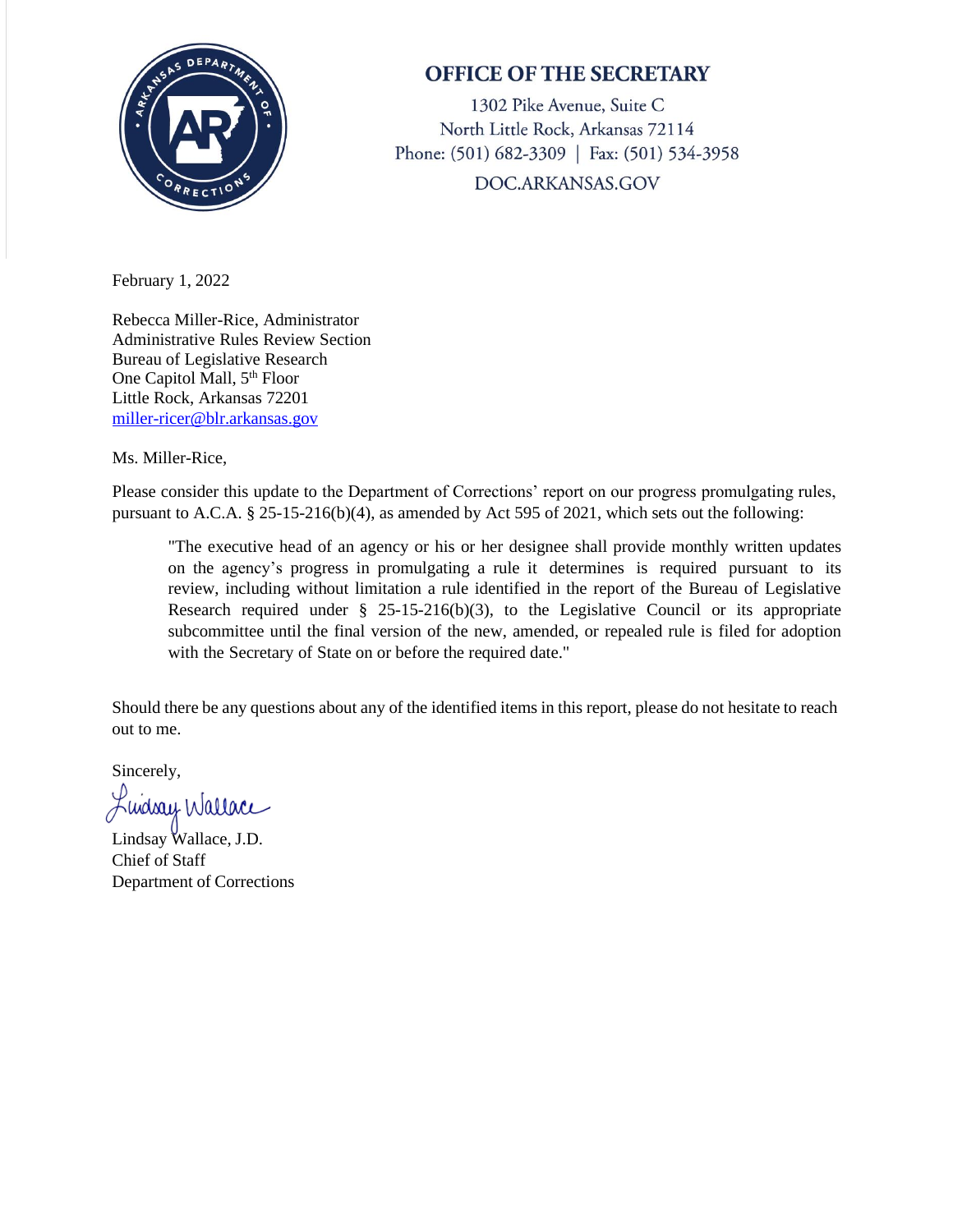**OFFICE OF THE SECRETARY**

1302 Pike Avenue, Suite C
North Little Rock, Arkansas 72114
Phone: (501) 682-3309 | Fax: (501) 534-3958
DOC.ARKANSAS.GOV

February 1, 2022

Rebecca Miller-Rice, Administrator
Administrative Rules Review Section
Bureau of Legislative Research
One Capitol Mall, 5th Floor
Little Rock, Arkansas 72201
miller-ricer@blr.arkansas.gov

Ms. Miller-Rice,

Please consider this update to the Department of Corrections' report on our progress promulgating rules, pursuant to A.C.A. § 25-15-216(b)(4), as amended by Act 595 of 2021, which sets out the following:

> "The executive head of an agency or his or her designee shall provide monthly written updates on the agency's progress in promulgating a rule it determines is required pursuant to its review, including without limitation a rule identified in the report of the Bureau of Legislative Research required under § 25-15-216(b)(3), to the Legislative Council or its appropriate subcommittee until the final version of the new, amended, or repealed rule is filed for adoption with the Secretary of State on or before the required date."

Should there be any questions about any of the identified items in this report, please do not hesitate to reach out to me.

Sincerely,

Lindsay Wallace

Lindsay Wallace, J.D.
Chief of Staff
Department of Corrections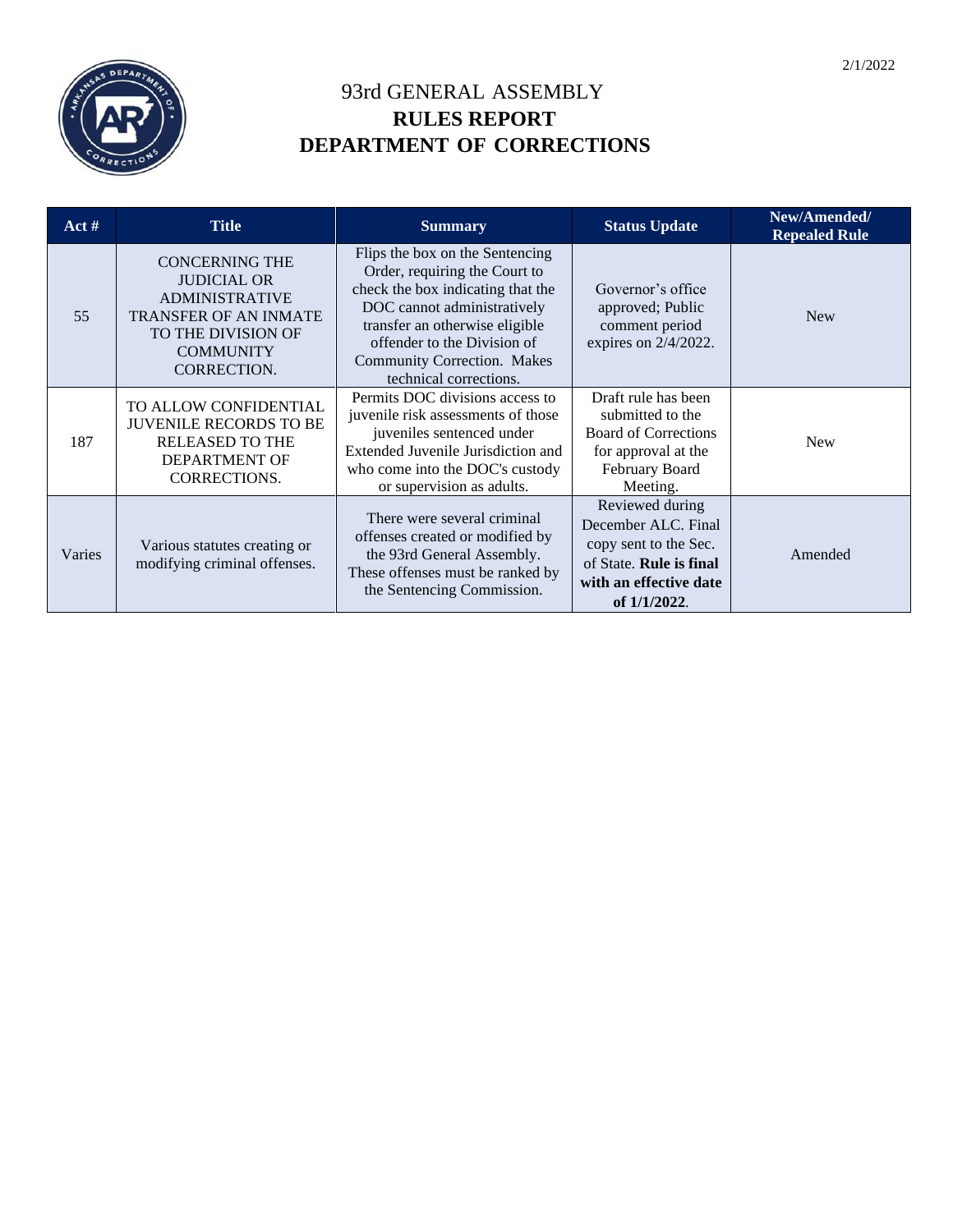2/1/2022

# 93rd GENERAL ASSEMBLY
## RULES REPORT
## DEPARTMENT OF CORRECTIONS

| Act # | Title | Summary | Status Update | New/Amended/ Repealed Rule |
|---|---|---|---|---|
| 55 | CONCERNING THE JUDICIAL OR ADMINISTRATIVE TRANSFER OF AN INMATE TO THE DIVISION OF COMMUNITY CORRECTION. | Flips the box on the Sentencing Order, requiring the Court to check the box indicating that the DOC cannot administratively transfer an otherwise eligible offender to the Division of Community Correction. Makes technical corrections. | Governor's office approved; Public comment period expires on 2/4/2022. | New |
| 187 | TO ALLOW CONFIDENTIAL JUVENILE RECORDS TO BE RELEASED TO THE DEPARTMENT OF CORRECTIONS. | Permits DOC divisions access to juvenile risk assessments of those juveniles sentenced under Extended Juvenile Jurisdiction and who come into the DOC's custody or supervision as adults. | Draft rule has been submitted to the Board of Corrections for approval at the February Board Meeting. | New |
| Varies | Various statutes creating or modifying criminal offenses. | There were several criminal offenses created or modified by the 93rd General Assembly. These offenses must be ranked by the Sentencing Commission. | Reviewed during December ALC. Final copy sent to the Sec. of State. **Rule is final with an effective date of 1/1/2022**. | Amended |